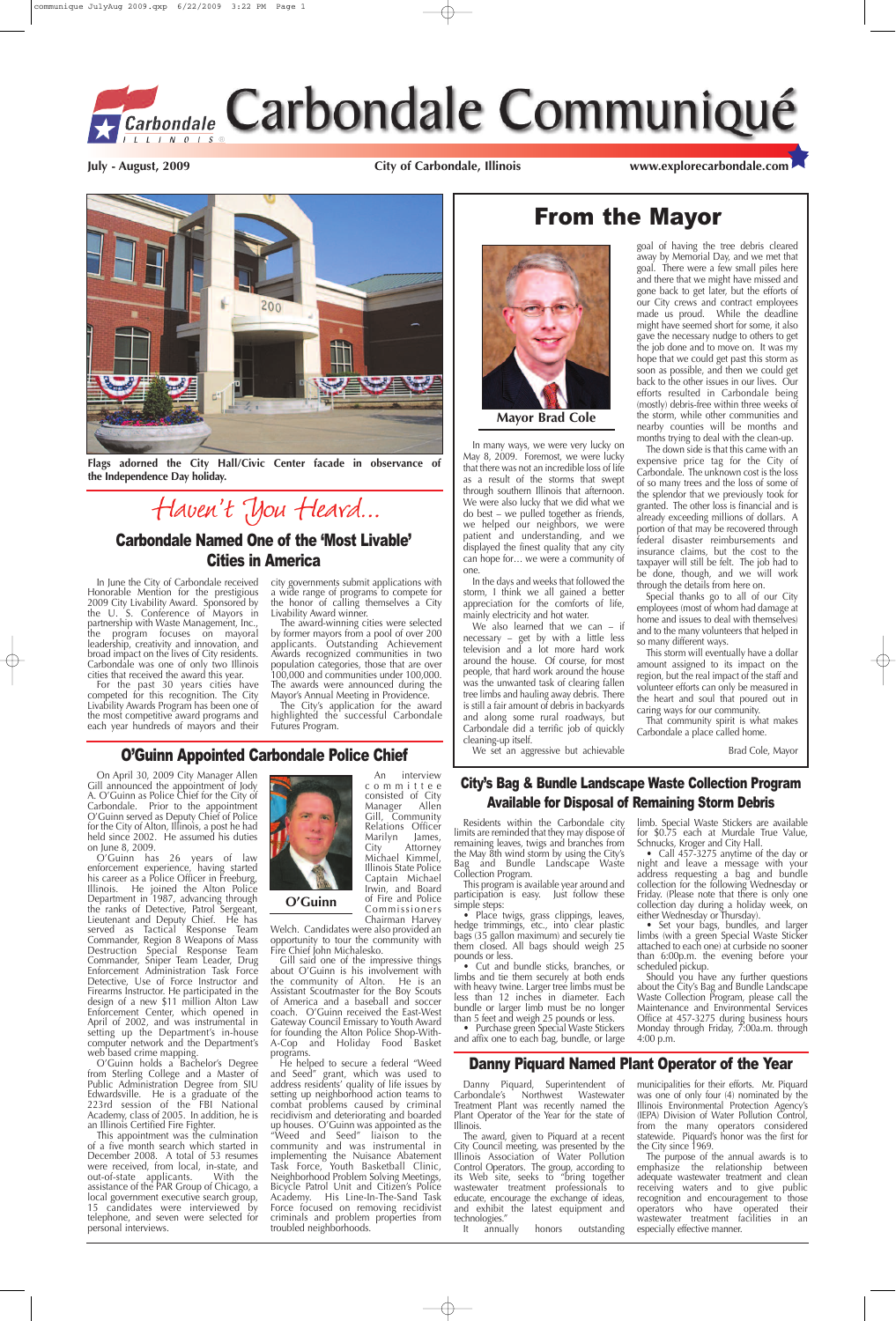# Carbondale Communiqué

**July - August, 2009** — **City of Carbondale, Illinois** — **www.explorecarbondale.com**

**Flags adorned the City Hall/Civic Center facade in observance of the Independence Day holiday.**

## Haven't You Heard...

### Carbondale Named One of the 'Most Livable' Cities in America

In June the City of Carbondale received Honorable Mention for the prestigious 2009 City Livability Award. Sponsored by the U. S. Conference of Mayors in partnership with Waste Management, Inc., the program focuses on mayoral leadership, creativity and innovation, and broad impact on the lives of City residents. Carbondale was one of only two Illinois cities that received the award this year.

For the past 30 years cities have competed for this recognition. The City Livability Awards Program has been one of the most competitive award programs and each year hundreds of mayors and their city governments submit applications with a wide range of programs to compete for the honor of calling themselves a City Livability Award winner.

The award-winning cities were selected by former mayors from a pool of over 200 applicants. Outstanding Achievement Awards recognized communities in two population categories, those that are over 100,000 and communities under 100,000. The awards were announced during the Mayor's Annual Meeting in Providence.

The City's application for the award highlighted the successful Carbondale Futures Program.

## From the Mayor

**Mayor Brad Cole**

In many ways, we were very lucky on May 8, 2009. Foremost, we were lucky that there was not an incredible loss of life as a result of the storms that swept through southern Illinois that afternoon. We were also lucky that we did what we do best – we pulled together as friends, we helped our neighbors, we were patient and understanding, and we displayed the finest quality that any city can hope for… we were a community of one.

In the days and weeks that followed the storm, I think we all gained a better appreciation for the comforts of life, mainly electricity and hot water.

We also learned that we can – if necessary – get by with a little less television and a lot more hard work around the house. Of course, for most people, that hard work around the house was the unwanted task of clearing fallen tree limbs and hauling away debris. There is still a fair amount of debris in backyards and along some rural roadways, but Carbondale did a terrific job of quickly cleaning-up itself.

We set an aggressive but achievable goal of having the tree debris cleared away by Memorial Day, and we met that goal. There were a few small piles here and there that we might have missed and gone back to get later, but the efforts of our City crews and contract employees made us proud. While the deadline might have seemed short for some, it also gave the necessary nudge to others to get the job done and to move on. It was my hope that we could get past this storm as soon as possible, and then we could get back to the other issues in our lives. Our efforts resulted in Carbondale being (mostly) debris-free within three weeks of the storm, while other communities and nearby counties will be months and months trying to deal with the clean-up.

The down side is that this came with an expensive price tag for the City of Carbondale. The unknown cost is the loss of so many trees and the loss of some of the splendor that we previously took for granted. The other loss is financial and is already exceeding millions of dollars. A portion of that may be recovered through federal disaster reimbursements and insurance claims, but the cost to the taxpayer will still be felt. The job had to be done, though, and we will work through the details from here on.

Special thanks go to all of our City employees (most of whom had damage at home and issues to deal with themselves) and to the many volunteers that helped in so many different ways.

This storm will eventually have a dollar amount assigned to its impact on the region, but the real impact of the staff and volunteer efforts can only be measured in the heart and soul that poured out in caring ways for our community.

That community spirit is what makes Carbondale a place called home.

Brad Cole, Mayor

## O'Guinn Appointed Carbondale Police Chief

**O'Guinn**

On April 30, 2009 City Manager Allen Gill announced the appointment of Jody A. O'Guinn as Police Chief for the City of Carbondale. Prior to the appointment O'Guinn served as Deputy Chief of Police for the City of Alton, Illinois, a post he had held since 2002. He assumed his duties on June 8, 2009.

O'Guinn has 26 years of law enforcement experience, having started his career as a Police Officer in Freeburg, Illinois. He joined the Alton Police Department in 1987, advancing through the ranks of Detective, Patrol Sergeant, Lieutenant and Deputy Chief. He has served as Tactical Response Team Commander, Region 8 Weapons of Mass Destruction Special Response Team Commander, Sniper Team Leader, Drug Enforcement Administration Task Force Detective, Use of Force Instructor and Firearms Instructor. He participated in the design of a new $11 million Alton Law Enforcement Center, which opened in April of 2002, and was instrumental in setting up the Department's in-house computer network and the Department's web based crime mapping.

O'Guinn holds a Bachelor's Degree from Sterling College and a Master of Public Administration Degree from SIU Edwardsville. He is a graduate of the 223rd session of the FBI National Academy, class of 2005. In addition, he is an Illinois Certified Fire Fighter.

This appointment was the culmination of a five month search which started in December 2008. A total of 53 resumes were received, from local, in-state, and out-of-state applicants. With the assistance of the PAR Group of Chicago, a local government executive search group, 15 candidates were interviewed by telephone, and seven were selected for personal interviews.

An interview committee consisted of City Manager Allen Gill, Community Relations Officer Marilyn James, City Attorney Michael Kimmel, Illinois State Police Captain Michael Irwin, and Board of Fire and Police Commissioners Chairman Harvey Welch. Candidates were also provided an opportunity to tour the community with Fire Chief John Michalesko.

Gill said one of the impressive things about O'Guinn is his involvement with the community of Alton. He is an Assistant Scoutmaster for the Boy Scouts of America and a baseball and soccer coach. O'Guinn received the East-West Gateway Council Emissary to Youth Award for founding the Alton Police Shop-With-A-Cop and Holiday Food Basket programs.

He helped to secure a federal "Weed and Seed" grant, which was used to address residents' quality of life issues by setting up neighborhood action teams to combat problems caused by criminal recidivism and deteriorating and boarded up houses. O'Guinn was appointed as the "Weed and Seed" liaison to the community and was instrumental in implementing the Nuisance Abatement Task Force, Youth Basketball Clinic, Neighborhood Problem Solving Meetings, Bicycle Patrol Unit and Citizen's Police Academy. His Line-In-The-Sand Task Force focused on removing recidivist criminals and problem properties from troubled neighborhoods.

## City's Bag & Bundle Landscape Waste Collection Program Available for Disposal of Remaining Storm Debris

Residents within the Carbondale city limits are reminded that they may dispose of remaining leaves, twigs, and branches from the May 8th wind storm by using the City's Bag and Bundle Landscape Waste Collection Program.

This program is available year around and participation is easy. Just follow these simple steps:

- Place twigs, grass clippings, leaves, hedge trimmings, etc., into clear plastic bags (35 gallon maximum) and securely tie them closed. All bags should weigh 25 pounds or less.
- Cut and bundle sticks, branches, or limbs and tie them securely at both ends with heavy twine. Larger tree limbs must be less than 12 inches in diameter. Each bundle or larger limb must be no longer than 5 feet and weigh 25 pounds or less.
- Purchase green Special Waste Stickers and affix one to each bag, bundle, or large limb. Special Waste Stickers are available for $0.75 each at Murdale True Value, Schnucks, Kroger and City Hall.
- Call 457-3275 anytime of the day or night and leave a message with your address requesting a bag and bundle collection for the following Wednesday or Friday. (Please note that there is only one collection day during a holiday week, on either Wednesday or Thursday).
- Set your bags, bundles, and larger limbs (with a green Special Waste Sticker attached to each one) at curbside no sooner than 6:00p.m. the evening before your scheduled pickup.

Should you have any further questions about the City's Bag and Bundle Landscape Waste Collection Program, please call the Maintenance and Environmental Services Office at 457-3275 during business hours Monday through Friday, 7:00a.m. through 4:00 p.m.

## Danny Piquard Named Plant Operator of the Year

Danny Piquard, Superintendent of Carbondale's Northwest Wastewater Treatment Plant was recently named the Plant Operator of the Year for the state of Illinois.

The award, given to Piquard at a recent City Council meeting, was presented by the Illinois Association of Water Pollution Control Operators. The group, according to its Web site, seeks to "bring together wastewater treatment professionals to educate, encourage the exchange of ideas, and exhibit the latest equipment and technologies."

It annually honors outstanding municipalities for their efforts. Mr. Piquard was one of only four (4) nominated by the Illinois Environmental Protection Agency's (IEPA) Division of Water Pollution Control, from the many operators considered statewide. Piquard's honor was the first for the City since 1969.

The purpose of the annual awards is to emphasize the relationship between adequate wastewater treatment and clean receiving waters and to give public recognition and encouragement to those operators who have operated their wastewater treatment facilities in an especially effective manner.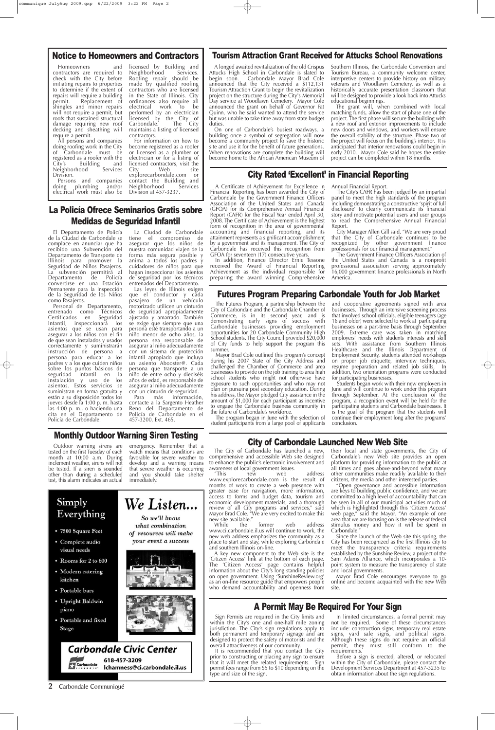## Notice to Homeowners and Contractors

Homeowners and contractors are required to check with the City before initiating repairs to properties to determine if the extent of repairs will require a building permit. Replacement of shingles and minor repairs will not require a permit, but roofs that sustained structural damage requiring new roof decking and sheathing will require a permit.

All persons and companies doing roofing work in the City of Carbondale must be registered as a roofer with the City's Building and Neighborhood Services Division.

Persons and companies doing plumbing and/or electrical work must also be licensed by Building and Neighborhood Services. Roofing repair should be made by qualified roofing contractors who are licensed in the State of Illinois. City ordinances also require all electrical work to be performed by an electrician licensed by the City of Carbondale. The City maintains a listing of licensed contractors.

For information on how to become registered as a roofer or licensed as a plumber or electrician or for a listing of licensed contractors, visit the City Web site explorecarbondale.com or contact the Building and Neighborhood Services Division at 457-3237.

## La Policía Ofrece Seminarios Gratis sobre Medidas de Seguridad Infantil

El Departamento de Policía de la Ciudad de Carbondale se complace en anunciar que ha recibido una Subvención del Departamento de Transporte de Illinois para promover la Seguridad de Niños Pasajeros. La subvención permitirá al Departamento de Policía convertirse en una Estación Permanente para la Inspección de la Seguridad de los Niños como Pasajeros.

Personal del Departamento, entrenado como Técnicos Certificados en Seguridad Infantil, inspeccionará los asientos que se usan para asegurar a los niños con el fin de que sean instalados y usados correctamente y suministrarán instrucción de persona a persona para educar a los padres y a los que cuiden niños sobre los puntos básicos de seguridad infantil en la instalación y uso de los asientos. Estos servicios se suministran en forma gratuita y están a su disposición todos los jueves desde la 1:00 p. m. hasta las 4:00 p. m., o haciendo una cita en el Departamento de Policía de Carbondale.

La Ciudad de Carbondale tiene el compromiso de asegurar que los niños de nuestra comunidad viajen de la forma más segura posible y anima a todos los padres y cuidadores de niños para que hagan inspeccionar los asientos de seguridad por los técnicos entrenados del Departamento.

Las leyes de Illinois exigen que el conductor y cada pasajero de un vehículo motorizado utilicen un cinturón de seguridad apropiadamente ajustado y amarrado. También se exige que siempre que una persona esté transportando a un niño menor de ocho años, la persona sea responsable de asegurar al niño adecuadamente con un sistema de protección infantil apropiado que incluya un asiento Abooster®. Cada persona que transporte a un niño de entre ocho y dieciséis años de edad, es responsable de asegurar al niño adecuadamente con un cinturón de seguridad.

Para más información, contacte a la Sargento Heather Reno del Departamento de Policía de Carbondale en el 457-3200, Ext. 465.

## Monthly Outdoor Warning Siren Testing

Outdoor warning sirens are tested on the first Tuesday of each month at 10:00 a.m. During inclement weather, sirens will not be tested. If a siren is sounded other than during a scheduled test, this alarm indicates an actual emergency. Remember that a watch means that conditions are favorable for severe weather to develop and a warning means that severe weather is occurring and you should take shelter immediately.

**Simply Everything**

- 7500 Square Feet
- Complete audio visual needs
- Rooms for 2 to 600
- Modern catering kitchen
- Portable bars
- Upright Baldwin piano
- Portable and fixed Stage

*We Listen...*

*So we'll know what combination of resources will make your event a success*

**Carbondale Civic Center**
618-457-3209
lchamness@ci.carbondale.il.us

## Tourism Attraction Grant Received for Attucks School Renovations

A longed awaited revitalization of the old Crispus Attucks High School in Carbondale is slated to begin soon. Carbondale Mayor Brad Cole announced that the City received a $112,131 Tourism Attraction Grant to begin the revitalization project on the structure during the City's Memorial Day service at Woodlawn Cemetery. Mayor Cole announced the grant on behalf of Governor Pat Quinn, who he said wanted to attend the service but was unable to take time away from state budget duties.

On one of Carbondale's busiest roadways, a building once a symbol of segregation will now become a community project to save the historic site and use it for the benefit of future generations. When renovations are complete the building will become home to the African American Museum of Southern Illinois, the Carbondale Convention and Tourism Bureau, a community welcome center, interpretive centers to provide history on military veterans and Woodlawn Cemetery, as well as a historically accurate presentation classroom that will be designed to provide a look back into Attucks educational beginnings.

The grant will, when combined with local matching funds, allow the start of phase one of the project. The first phase will secure the building with a new roof and exterior improvements to include new doors and windows, and workers will ensure the overall stability of the structure. Phase two of the project will focus on the building's interior. It is anticipated that interior renovations could begin in early 2010. Mayor Cole said he hopes the entire project can be completed within 18 months.

## City Rated 'Excellent' in Financial Reporting

A Certificate of Achievement for Excellence in Financial Reporting has been awarded the City of Carbondale by the Government Finance Officers Association of the United States and Canada (GFOA) for its Comprehensive Annual Financial Report (CAFR) for the Fiscal Year ended April 30, 2008. The Certificate of Achievement is the highest form of recognition in the area of governmental accounting and financial reporting, and its attainment represents a significant accomplishment by a government and its management. The City of Carbondale has received this recognition from GFOA for seventeen (17) consecutive years.

In addition, Finance Director Ernie Tessone received the Award of Financial Reporting Achievement as the individual responsible for preparing the award winning Comprehensive Annual Financial Report.

The City's CAFR has been judged by an impartial panel to meet the high standards of the program including demonstrating a constructive 'spirit of full disclosure' to clearly communicate its financial story and motivate potential users and user groups to read the Comprehensive Annual Financial Report.

City Manager Allen Gill said, "We are very proud that the City of Carbondale continues to be recognized by other government finance professionals for our financial management."

The Government Finance Officers Association of the United States and Canada is a nonprofit professional association serving approximately 16,000 government finance professionals in North America.

## Futures Program Preparing Carbondale Youth for Job Market

The Futures Program, a partnership between the City of Carbondale and the Carbondale Chamber of Commerce, is in its second year, and is demonstrating early signs of success with Carbondale businesses providing employment opportunities for 20 Carbondale Community High School students. The City Council provided $20,000 of City funds to help support the program this summer.

Mayor Brad Cole outlined this program's concept during his 2007 State of the City Address and challenged the Chamber of Commerce and area businesses to provide on the job training to area high school students who might not otherwise have exposure to such opportunities and who may not plan on pursuing post secondary education. During his address, the Mayor pledged City assistance in the amount of $1,000 for each participant as incentive to engage the Carbondale business community in the future of Carbondale's workforce.

The program began in June with the selection of student participants from a large pool of applicants and cooperative agreements signed with area businesses. Through an intensive screening process that involved school officials, eligible teenagers (age 16 and older) were selected to work at participating businesses on a part-time basis through September 2009. Extreme care was taken in matching employers' needs with students interests and skill sets. With assistance from Southern Illinois Healthcare and the Illinois Department of Employment Security, students attended workshops on proper job etiquette, interview techniques, resume preparation and related job skills. In addition, two orientation programs were conducted for participating businesses.

Students began work with their new employers in June and will continue to work under this program through September. At the conclusion of the program, a recognition event will be held for the participating students and Carbondale businesses. It is the goal of the program that the students will continue their employment long after the programs' conclusion.

## City of Carbondale Launched New Web Site

The City of Carbondale has launched a new, comprehensive and accessible Web site designed to enhance the public's electronic involvement and awareness of local government issues.

"This new web address www.explorecarbondale.com is the result of months of work to create a web presence with greater ease for navigation, more information, access to forms and budget data, tourism and economic development materials, and a thorough review of all City programs and services," said Mayor Brad Cole. "We are very excited to make this new site available."

While the former web address www.ci.carbondale.il.us will continue to work, the new web address emphasizes the community as a place to start and stay, while exploring Carbondale and southern Illinois on-line.

A key new component to the Web site is the 'Citizen Access' link at the bottom of each page. The 'Citizen Access' page contains helpful information about the City's long standing policies on open government. Using 'SunshineReview.org' as an on-line resource guide that empowers people who demand accountability and openness from their local and state governments, the City of Carbondale's new Web site provides an open platform for providing information to the public at all times and goes above-and-beyond what many other communities make readily available to their citizens, the media and other interested parties.

"Open governance and accessible information are keys to building public confidence, and we are committed to a high level of accountability that can be seen in all of our municipal activities much of which is highlighted through this 'Citizen Access' web page," said the Mayor. "An example of one area that we are focusing on is the release of federal stimulus money and how it will be spent in Carbondale."

Since the launch of the Web site this spring, the City has been recognized as the first Illinois city to meet the transparency criteria requirements established by the Sunshine Review, a project of the Sam Adams Alliance, which incorporates a 10-point system to measure the transparency of state and local governments.

Mayor Brad Cole encourages everyone to go online and become acquainted with the new Web site.

## A Permit May Be Required For Your Sign

Sign Permits are required in the City limits and within the City's one and one-half mile zoning jurisdiction. The City's sign regulations apply to both permanent and temporary signage and are designed to protect the safety of motorists and the overall attractiveness of our community.

It is recommended that you contact the City prior to constructing or placing any sign to ensure that it will meet the related requirements. Sign permit fees range from $5 to $10 depending on the type and size of the sign.

In limited circumstances, a formal permit may not be required. Some of these circumstances include: construction signs, temporary real estate signs, yard sale signs, and political signs. Although these signs do not require an official permit, they must still conform to the requirements.

Before a sign is erected, altered, or relocated within the City of Carbondale, please contact the Development Services Department at 457-3235 to obtain information about the sign regulations.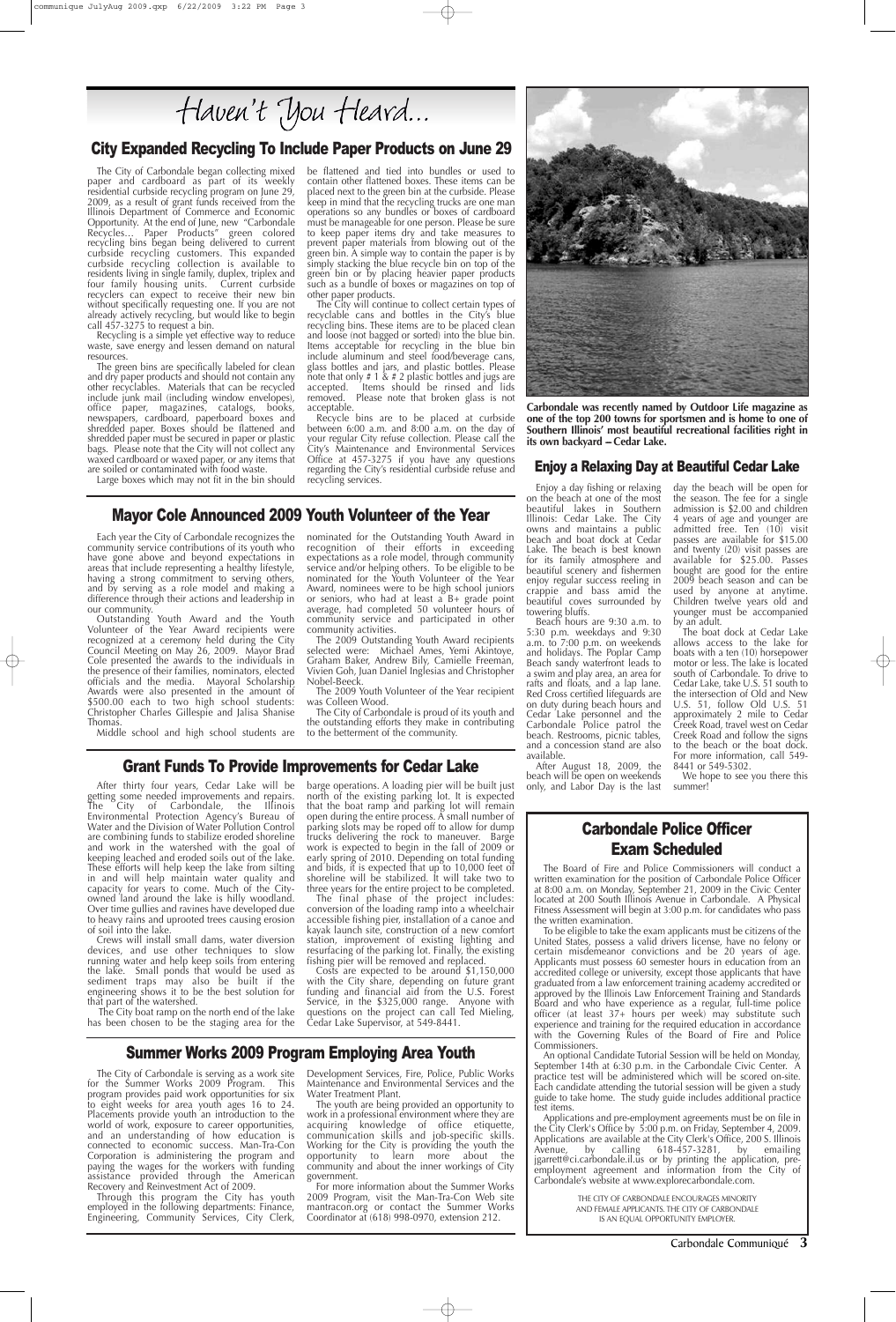# Haven't You Heard...

## City Expanded Recycling To Include Paper Products on June 29

The City of Carbondale began collecting mixed paper and cardboard as part of its weekly residential curbside recycling program on June 29, 2009, as a result of grant funds received from the Illinois Department of Commerce and Economic Opportunity. At the end of June, new "Carbondale Recycles... Paper Products" green colored recycling bins began being delivered to current curbside recycling customers. This expanded curbside recycling collection is available to residents living in single family, duplex, triplex and four family housing units. Current curbside recyclers can expect to receive their new bin without specifically requesting one. If you are not already actively recycling, but would like to begin call 457-3275 to request a bin.

Recycling is a simple yet effective way to reduce waste, save energy and lessen demand on natural resources.

The green bins are specifically labeled for clean and dry paper products and should not contain any other recyclables. Materials that can be recycled include junk mail (including window envelopes), office paper, magazines, catalogs, books, newspapers, cardboard, paperboard boxes and shredded paper. Boxes should be flattened and shredded paper must be secured in paper or plastic bags. Please note that the City will not collect any waxed cardboard or waxed paper, or any items that are soiled or contaminated with food waste.

Large boxes which may not fit in the bin should be flattened and tied into bundles or used to contain other flattened boxes. These items can be placed next to the green bin at the curbside. Please keep in mind that the recycling trucks are one man operations so any bundles or boxes of cardboard must be manageable for one person. Please be sure to keep paper items dry and take measures to prevent paper materials from blowing out of the green bin. A simple way to contain the paper is by simply stacking the blue recycle bin on top of the green bin or by placing heavier paper products such as a bundle of boxes or magazines on top of other paper products.

The City will continue to collect certain types of recyclable cans and bottles in the City's blue recycling bins. These items are to be placed clean and loose (not bagged or sorted) into the blue bin. Items acceptable for recycling in the blue bin include aluminum and steel food/beverage cans, glass bottles and jars, and plastic bottles. Please note that only # 1 & # 2 plastic bottles and jugs are accepted. Items should be rinsed and lids removed. Please note that broken glass is not acceptable.

Recycle bins are to be placed at curbside between 6:00 a.m. and 8:00 a.m. on the day of your regular City refuse collection. Please call the City's Maintenance and Environmental Services Office at 457-3275 if you have any questions regarding the City's residential curbside refuse and recycling services.

**Carbondale was recently named by Outdoor Life magazine as one of the top 200 towns for sportsmen and is home to one of Southern Illinois' most beautiful recreational facilities right in its own backyard – Cedar Lake.**

## Enjoy a Relaxing Day at Beautiful Cedar Lake

Enjoy a day fishing or relaxing on the beach at one of the most beautiful lakes in Southern Illinois: Cedar Lake. The City owns and maintains a public beach and boat dock at Cedar Lake. The beach is best known for its family atmosphere and beautiful scenery and fishermen enjoy regular success reeling in crappie and bass amid the beautiful coves surrounded by towering bluffs.

Beach hours are 9:30 a.m. to 5:30 p.m. weekdays and 9:30 a.m. to 7:00 p.m. on weekends and holidays. The Poplar Camp Beach sandy waterfront leads to a swim and play area, an area for rafts and floats, and a lap lane. Red Cross certified lifeguards are on duty during beach hours and Cedar Lake personnel and the Carbondale Police patrol the beach. Restrooms, picnic tables, and a concession stand are also available.

After August 18, 2009, the beach will be open on weekends only, and Labor Day is the last day the beach will be open for the season. The fee for a single admission is $2.00 and children 4 years of age and younger are admitted free. Ten (10) visit passes are available for $15.00 and twenty (20) visit passes are available for $25.00. Passes bought are good for the entire 2009 beach season and can be used by anyone at anytime. Children twelve years old and younger must be accompanied by an adult.

The boat dock at Cedar Lake allows access to the lake for boats with a ten (10) horsepower motor or less. The lake is located south of Carbondale. To drive to Cedar Lake, take U.S. 51 south to the intersection of Old and New U.S. 51, follow Old U.S. 51 approximately 2 mile to Cedar Creek Road, travel west on Cedar Creek Road and follow the signs to the beach or the boat dock. For more information, call 549-8441 or 549-5302.

We hope to see you there this summer!

## Mayor Cole Announced 2009 Youth Volunteer of the Year

Each year the City of Carbondale recognizes the community service contributions of its youth who have gone above and beyond expectations in areas that include representing a healthy lifestyle, having a strong commitment to serving others, and by serving as a role model and making a difference through their actions and leadership in our community.

Outstanding Youth Award and the Youth Volunteer of the Year Award recipients were recognized at a ceremony held during the City Council Meeting on May 26, 2009. Mayor Brad Cole presented the awards to the individuals in the presence of their families, nominators, elected officials and the media. Mayoral Scholarship Awards were also presented in the amount of $500.00 each to two high school students: Christopher Charles Gillespie and Jalisa Shanise Thomas.

Middle school and high school students are nominated for the Outstanding Youth Award in recognition of their efforts in exceeding expectations as a role model, through community service and/or helping others. To be eligible to be nominated for the Youth Volunteer of the Year Award, nominees were to be high school juniors or seniors, who had at least a B+ grade point average, had completed 50 volunteer hours of community service and participated in other community activities.

The 2009 Outstanding Youth Award recipients selected were: Michael Ames, Yemi Akintoye, Graham Baker, Andrew Bily, Camielle Freeman, Vivien Goh, Juan Daniel Inglesias and Christopher Nobel-Beeck.

The 2009 Youth Volunteer of the Year recipient was Colleen Wood.

The City of Carbondale is proud of its youth and the outstanding efforts they make in contributing to the betterment of the community.

## Grant Funds To Provide Improvements for Cedar Lake

After thirty four years, Cedar Lake will be getting some needed improvements and repairs. The City of Carbondale, the Illinois Environmental Protection Agency's Bureau of Water and the Division of Water Pollution Control are combining funds to stabilize eroded shoreline and work in the watershed with the goal of keeping leached and eroded soils out of the lake. These efforts will help keep the lake from silting in and will help maintain water quality and capacity for years to come. Much of the City-owned land around the lake is hilly woodland. Over time gullies and ravines have developed due to heavy rains and uprooted trees causing erosion of soil into the lake.

Crews will install small dams, water diversion devices, and use other techniques to slow running water and help keep soils from entering the lake. Small ponds that would be used as sediment traps may also be built if the engineering shows it to be the best solution for that part of the watershed.

The City boat ramp on the north end of the lake has been chosen to be the staging area for the barge operations. A loading pier will be built just north of the existing parking lot. It is expected that the boat ramp and parking lot will remain open during the entire process. A small number of parking slots may be roped off to allow for dump trucks delivering the rock to maneuver. Barge work is expected to begin in the fall of 2009 or early spring of 2010. Depending on total funding and bids, it is expected that up to 10,000 feet of shoreline will be stabilized. It will take two to three years for the entire project to be completed.

The final phase of the project includes: conversion of the loading ramp into a wheelchair accessible fishing pier, installation of a canoe and kayak launch site, construction of a new comfort station, improvement of existing lighting and resurfacing of the parking lot. Finally, the existing fishing pier will be removed and replaced.

Costs are expected to be around $1,150,000 with the City share, depending on future grant funding and financial aid from the U.S. Forest Service, in the $325,000 range. Anyone with questions on the project can call Ted Mieling, Cedar Lake Supervisor, at 549-8441.

## Carbondale Police Officer Exam Scheduled

The Board of Fire and Police Commissioners will conduct a written examination for the position of Carbondale Police Officer at 8:00 a.m. on Monday, September 21, 2009 in the Civic Center located at 200 South Illinois Avenue in Carbondale. A Physical Fitness Assessment will begin at 3:00 p.m. for candidates who pass the written examination.

To be eligible to take the exam applicants must be citizens of the United States, possess a valid drivers license, have no felony or certain misdemeanor convictions and be 20 years of age. Applicants must possess 60 semester hours in education from an accredited college or university, except those applicants that have graduated from a law enforcement training academy accredited or approved by the Illinois Law Enforcement Training and Standards Board and who have experience as a regular, full-time police officer (at least 37+ hours per week) may substitute such experience and training for the required education in accordance with the Governing Rules of the Board of Fire and Police Commissioners.

An optional Candidate Tutorial Session will be held on Monday, September 14th at 6:30 p.m. in the Carbondale Civic Center. A practice test will be administered which will be scored on-site. Each candidate attending the tutorial session will be given a study guide to take home. The study guide includes additional practice test items.

Applications and pre-employment agreements must be on file in the City Clerk's Office by 5:00 p.m. on Friday, September 4, 2009. Applications are available at the City Clerk's Office, 200 S. Illinois Avenue, by calling 618-457-3281, by emailing jgarrett@ci.carbondale.il.us or by printing the application, pre-employment agreement and information from the City of Carbondale's website at www.explorecarbondale.com.

THE CITY OF CARBONDALE ENCOURAGES MINORITY AND FEMALE APPLICANTS. THE CITY OF CARBONDALE IS AN EQUAL OPPORTUNITY EMPLOYER.

## Summer Works 2009 Program Employing Area Youth

The City of Carbondale is serving as a work site for the Summer Works 2009 Program. This program provides paid work opportunities for six to eight weeks for area youth ages 16 to 24. Placements provide youth an introduction to the world of work, exposure to career opportunities, and an understanding of how education is connected to economic success. Man-Tra-Con Corporation is administering the program and paying the wages for the workers with funding assistance provided through the American Recovery and Reinvestment Act of 2009.

Through this program the City has youth employed in the following departments: Finance, Engineering, Community Services, City Clerk, Development Services, Fire, Police, Public Works Maintenance and Environmental Services and the Water Treatment Plant.

The youth are being provided an opportunity to work in a professional environment where they are acquiring knowledge of office etiquette, communication skills and job-specific skills. Working for the City is providing the youth the opportunity to learn more about the community and about the inner workings of City government.

For more information about the Summer Works 2009 Program, visit the Man-Tra-Con Web site mantracon.org or contact the Summer Works Coordinator at (618) 998-0970, extension 212.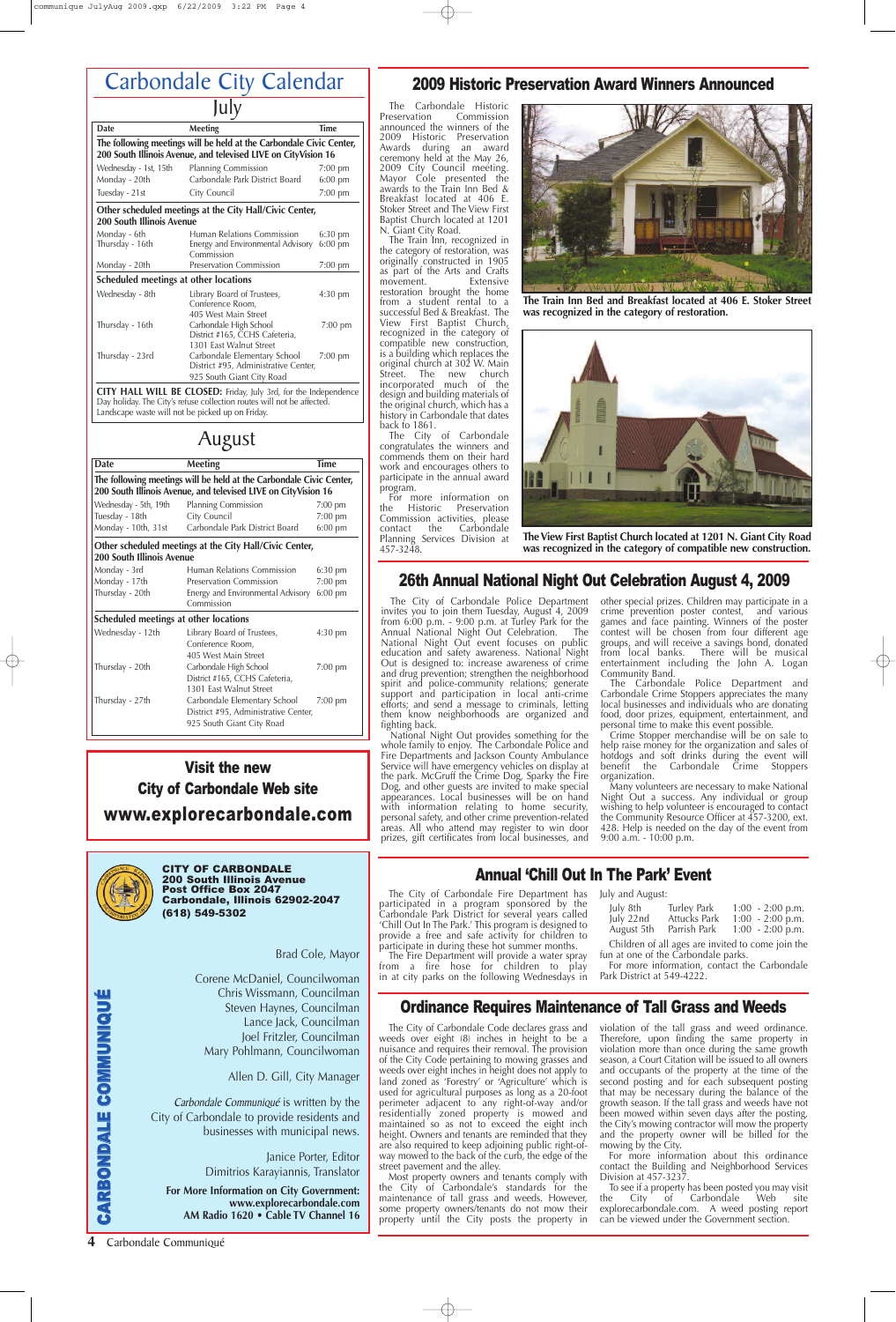# Carbondale City Calendar

## July

| Date | Meeting | Time |
|---|---|---|
| **The following meetings will be held at the Carbondale Civic Center, 200 South Illinois Avenue, and televised LIVE on CityVision 16** | | |
| Wednesday - 1st, 15th | Planning Commission | 7:00 pm |
| Monday - 20th | Carbondale Park District Board | 6:00 pm |
| Tuesday - 21st | City Council | 7:00 pm |
| **Other scheduled meetings at the City Hall/Civic Center, 200 South Illinois Avenue** | | |
| Monday - 6th | Human Relations Commission | 6:30 pm |
| Thursday - 16th | Energy and Environmental Advisory Commission | 6:00 pm |
| Monday - 20th | Preservation Commission | 7:00 pm |
| **Scheduled meetings at other locations** | | |
| Wednesday - 8th | Library Board of Trustees, Conference Room, 405 West Main Street | 4:30 pm |
| Thursday - 16th | Carbondale High School District #165, CCHS Cafeteria, 1301 East Walnut Street | 7:00 pm |
| Thursday - 23rd | Carbondale Elementary School District #95, Administrative Center, 925 South Giant City Road | 7:00 pm |

**CITY HALL WILL BE CLOSED:** Friday, July 3rd, for the Independence Day holiday. The City's refuse collection routes will not be affected. Landscape waste will not be picked up on Friday.

## August

| Date | Meeting | Time |
|---|---|---|
| **The following meetings will be held at the Carbondale Civic Center, 200 South Illinois Avenue, and televised LIVE on CityVision 16** | | |
| Wednesday - 5th, 19th | Planning Commission | 7:00 pm |
| Tuesday - 18th | City Council | 7:00 pm |
| Monday - 10th, 31st | Carbondale Park District Board | 6:00 pm |
| **Other scheduled meetings at the City Hall/Civic Center, 200 South Illinois Avenue** | | |
| Monday - 3rd | Human Relations Commission | 6:30 pm |
| Monday - 17th | Preservation Commission | 7:00 pm |
| Thursday - 20th | Energy and Environmental Advisory Commission | 6:00 pm |
| **Scheduled meetings at other locations** | | |
| Wednesday - 12th | Library Board of Trustees, Conference Room, 405 West Main Street | 4:30 pm |
| Thursday - 20th | Carbondale High School District #165, CCHS Cafeteria, 1301 East Walnut Street | 7:00 pm |
| Thursday - 27th | Carbondale Elementary School District #95, Administrative Center, 925 South Giant City Road | 7:00 pm |

**Visit the new City of Carbondale Web site**
**www.explorecarbondale.com**

**CITY OF CARBONDALE**
**200 South Illinois Avenue**
**Post Office Box 2047**
**Carbondale, Illinois 62902-2047**
**(618) 549-5302**

**CARBONDALE COMMUNIQUÉ**

Brad Cole, Mayor

Corene McDaniel, Councilwoman
Chris Wissmann, Councilman
Steven Haynes, Councilman
Lance Jack, Councilman
Joel Fritzler, Councilman
Mary Pohlmann, Councilwoman

Allen D. Gill, City Manager

*Carbondale Communiqué* is written by the City of Carbondale to provide residents and businesses with municipal news.

Janice Porter, Editor
Dimitrios Karayiannis, Translator

**For More Information on City Government:**
**www.explorecarbondale.com**
**AM Radio 1620 • Cable TV Channel 16**

## 2009 Historic Preservation Award Winners Announced

The Carbondale Historic Preservation Commission announced the winners of the 2009 Historic Preservation Awards during an award ceremony held at the May 26, 2009 City Council meeting. Mayor Cole presented the awards to the Train Inn Bed & Breakfast located at 406 E. Stoker Street and The View First Baptist Church located at 1201 N. Giant City Road.

The Train Inn, recognized in the category of restoration, was originally constructed in 1905 as part of the Arts and Crafts movement. Extensive restoration brought the home from a student rental to a successful Bed & Breakfast. The View First Baptist Church, recognized in the category of compatible new construction, is a building which replaces the original church at 302 W. Main Street. The new church incorporated much of the design and building materials of the original church, which has a history in Carbondale that dates back to 1861.

The City of Carbondale congratulates the winners and commends them on their hard work and encourages others to participate in the annual award program.

For more information on the Historic Preservation Commission activities, please contact the Carbondale Planning Services Division at 457-3248.

**The Train Inn Bed and Breakfast located at 406 E. Stoker Street was recognized in the category of restoration.**

**The View First Baptist Church located at 1201 N. Giant City Road was recognized in the category of compatible new construction.**

## 26th Annual National Night Out Celebration August 4, 2009

The City of Carbondale Police Department invites you to join them Tuesday, August 4, 2009 from 6:00 p.m. - 9:00 p.m. at Turley Park for the Annual National Night Out Celebration. The National Night Out event focuses on public education and safety awareness. National Night Out is designed to: increase awareness of crime and drug prevention; strengthen the neighborhood spirit and police-community relations; generate support and participation in local anti-crime efforts; and send a message to criminals, letting them know neighborhoods are organized and fighting back.

National Night Out provides something for the whole family to enjoy. The Carbondale Police and Fire Departments and Jackson County Ambulance Service will have emergency vehicles on display at the park. McGruff the Crime Dog, Sparky the Fire Dog, and other guests are invited to make special appearances. Local businesses will be on hand with information relating to home security, personal safety, and other crime prevention-related areas. All who attend may register to win door prizes, gift certificates from local businesses, and other special prizes. Children may participate in a crime prevention poster contest, and various games and face painting. Winners of the poster contest will be chosen from four different age groups, and will receive a savings bond, donated from local banks. There will be musical entertainment including the John A. Logan Community Band.

The Carbondale Police Department and Carbondale Crime Stoppers appreciates the many local businesses and individuals who are donating food, door prizes, equipment, entertainment, and personal time to make this event possible.

Crime Stopper merchandise will be on sale to help raise money for the organization and sales of hotdogs and soft drinks during the event will benefit the Carbondale Crime Stoppers organization.

Many volunteers are necessary to make National Night Out a success. Any individual or group wishing to help volunteer is encouraged to contact the Community Resource Officer at 457-3200, ext. 428. Help is needed on the day of the event from 9:00 a.m. - 10:00 p.m.

## Annual 'Chill Out In The Park' Event

The City of Carbondale Fire Department has participated in a program sponsored by the Carbondale Park District for several years called 'Chill Out In The Park.' This program is designed to provide a free and safe activity for children to participate in during these hot summer months.

The Fire Department will provide a water spray from a fire hose for children to play in at city parks on the following Wednesdays in July and August:

| | | |
|---|---|---|
| July 8th | Turley Park | 1:00 - 2:00 p.m. |
| July 22nd | Attucks Park | 1:00 - 2:00 p.m. |
| August 5th | Parrish Park | 1:00 - 2:00 p.m. |

Children of all ages are invited to come join the fun at one of the Carbondale parks.

For more information, contact the Carbondale Park District at 549-4222.

## Ordinance Requires Maintenance of Tall Grass and Weeds

The City of Carbondale Code declares grass and weeds over eight (8) inches in height to be a nuisance and requires their removal. The provision of the City Code pertaining to mowing grasses and weeds over eight inches in height does not apply to land zoned as 'Forestry' or 'Agriculture' which is used for agricultural purposes as long as a 20-foot perimeter adjacent to any right-of-way and/or residentially zoned property is mowed and maintained so as not to exceed the eight inch height. Owners and tenants are reminded that they are also required to keep adjoining public right-of-way mowed to the back of the curb, the edge of the street pavement and the alley.

Most property owners and tenants comply with the City of Carbondale's standards for the maintenance of tall grass and weeds. However, some property owners/tenants do not mow their property until the City posts the property in violation of the tall grass and weed ordinance. Therefore, upon finding the same property in violation more than once during the same growth season, a Court Citation will be issued to all owners and occupants of the property at the time of the second posting and for each subsequent posting that may be necessary during the balance of the growth season. If the tall grass and weeds have not been mowed within seven days after the posting, the City's mowing contractor will mow the property and the property owner will be billed for the mowing by the City.

For more information about this ordinance contact the Building and Neighborhood Services Division at 457-3237.

To see if a property has been posted you may visit the City of Carbondale Web site explorecarbondale.com. A weed posting report can be viewed under the Government section.